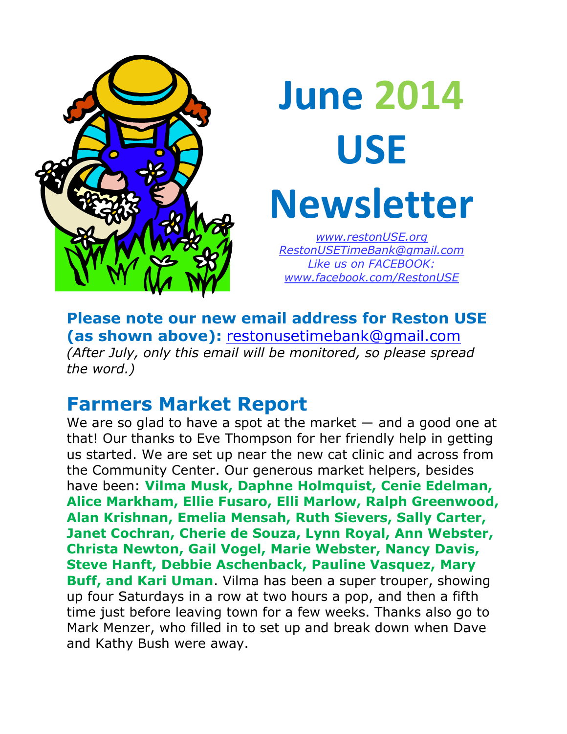# June 2014 USE Newsletter

*[www.restonUSE.org](http://www.restonUSE.org)*
*[RestonUSETimeBank@gmail.com](mailto:RestonUSETimeBank@gmail.com)*
*Like us on FACEBOOK:*
*[www.facebook.com/RestonUSE](http://www.facebook.com/RestonUSE)*

**Please note our new email address for Reston USE (as shown above):** [restonusetimebank@gmail.com](mailto:restonusetimebank@gmail.com)
*(After July, only this email will be monitored, so please spread the word.)*

## Farmers Market Report

We are so glad to have a spot at the market — and a good one at that! Our thanks to Eve Thompson for her friendly help in getting us started. We are set up near the new cat clinic and across from the Community Center. Our generous market helpers, besides have been: **Vilma Musk, Daphne Holmquist, Cenie Edelman, Alice Markham, Ellie Fusaro, Elli Marlow, Ralph Greenwood, Alan Krishnan, Emelia Mensah, Ruth Sievers, Sally Carter, Janet Cochran, Cherie de Souza, Lynn Royal, Ann Webster, Christa Newton, Gail Vogel, Marie Webster, Nancy Davis, Steve Hanft, Debbie Aschenback, Pauline Vasquez, Mary Buff, and Kari Uman**. Vilma has been a super trouper, showing up four Saturdays in a row at two hours a pop, and then a fifth time just before leaving town for a few weeks. Thanks also go to Mark Menzer, who filled in to set up and break down when Dave and Kathy Bush were away.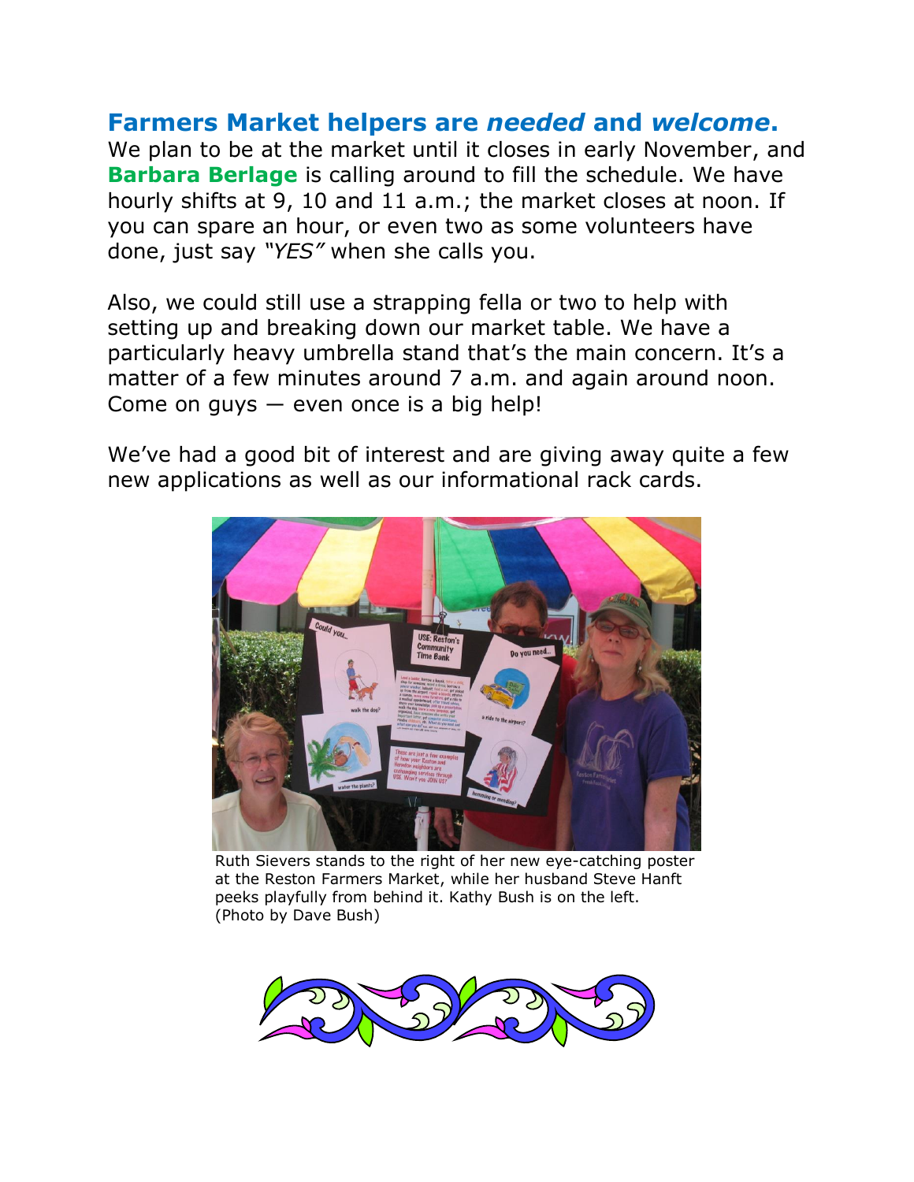## Farmers Market helpers are *needed* and *welcome*.

We plan to be at the market until it closes in early November, and **Barbara Berlage** is calling around to fill the schedule. We have hourly shifts at 9, 10 and 11 a.m.; the market closes at noon. If you can spare an hour, or even two as some volunteers have done, just say *"YES"* when she calls you.

Also, we could still use a strapping fella or two to help with setting up and breaking down our market table. We have a particularly heavy umbrella stand that's the main concern. It's a matter of a few minutes around 7 a.m. and again around noon. Come on guys — even once is a big help!

We've had a good bit of interest and are giving away quite a few new applications as well as our informational rack cards.

Ruth Sievers stands to the right of her new eye-catching poster at the Reston Farmers Market, while her husband Steve Hanft peeks playfully from behind it. Kathy Bush is on the left. (Photo by Dave Bush)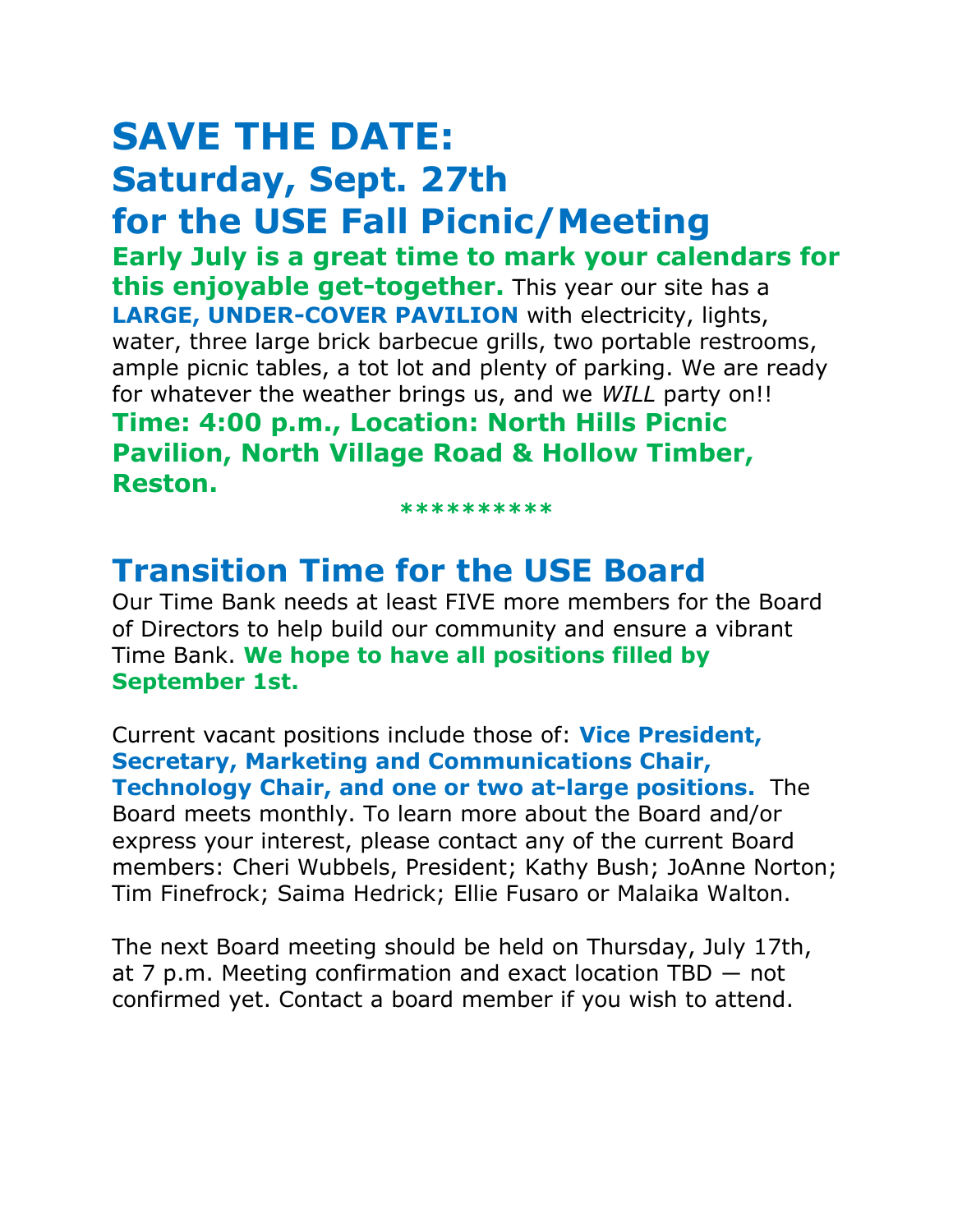# SAVE THE DATE:
## Saturday, Sept. 27th
## for the USE Fall Picnic/Meeting

**Early July is a great time to mark your calendars for this enjoyable get-together.** This year our site has a **LARGE, UNDER-COVER PAVILION** with electricity, lights, water, three large brick barbecue grills, two portable restrooms, ample picnic tables, a tot lot and plenty of parking. We are ready for whatever the weather brings us, and we *WILL* party on!!

**Time: 4:00 p.m., Location: North Hills Picnic Pavilion, North Village Road & Hollow Timber, Reston.**

**********

## Transition Time for the USE Board

Our Time Bank needs at least FIVE more members for the Board of Directors to help build our community and ensure a vibrant Time Bank. **We hope to have all positions filled by September 1st.**

Current vacant positions include those of: **Vice President, Secretary, Marketing and Communications Chair, Technology Chair, and one or two at-large positions.** The Board meets monthly. To learn more about the Board and/or express your interest, please contact any of the current Board members: Cheri Wubbels, President; Kathy Bush; JoAnne Norton; Tim Finefrock; Saima Hedrick; Ellie Fusaro or Malaika Walton.

The next Board meeting should be held on Thursday, July 17th, at 7 p.m. Meeting confirmation and exact location TBD — not confirmed yet. Contact a board member if you wish to attend.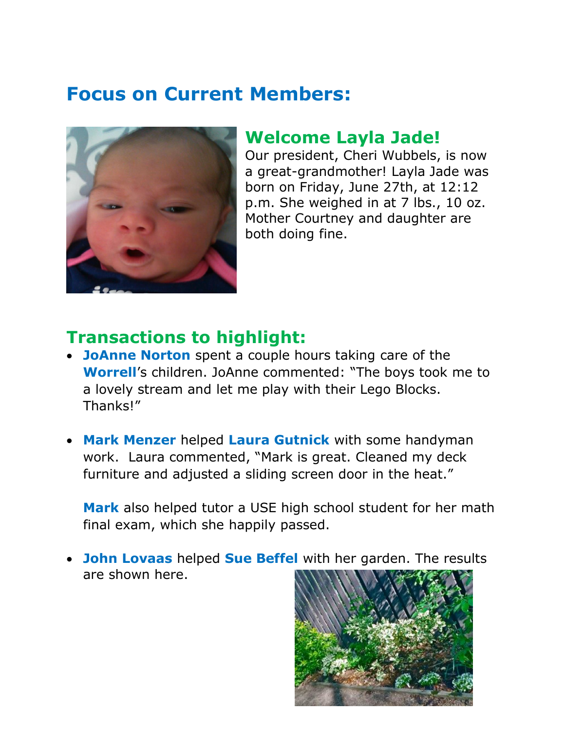# Focus on Current Members:

## Welcome Layla Jade!

Our president, Cheri Wubbels, is now a great-grandmother! Layla Jade was born on Friday, June 27th, at 12:12 p.m. She weighed in at 7 lbs., 10 oz. Mother Courtney and daughter are both doing fine.

## Transactions to highlight:

- **JoAnne Norton** spent a couple hours taking care of the **Worrell**'s children. JoAnne commented: "The boys took me to a lovely stream and let me play with their Lego Blocks. Thanks!"

- **Mark Menzer** helped **Laura Gutnick** with some handyman work. Laura commented, "Mark is great. Cleaned my deck furniture and adjusted a sliding screen door in the heat."

  **Mark** also helped tutor a USE high school student for her math final exam, which she happily passed.

- **John Lovaas** helped **Sue Beffel** with her garden. The results are shown here.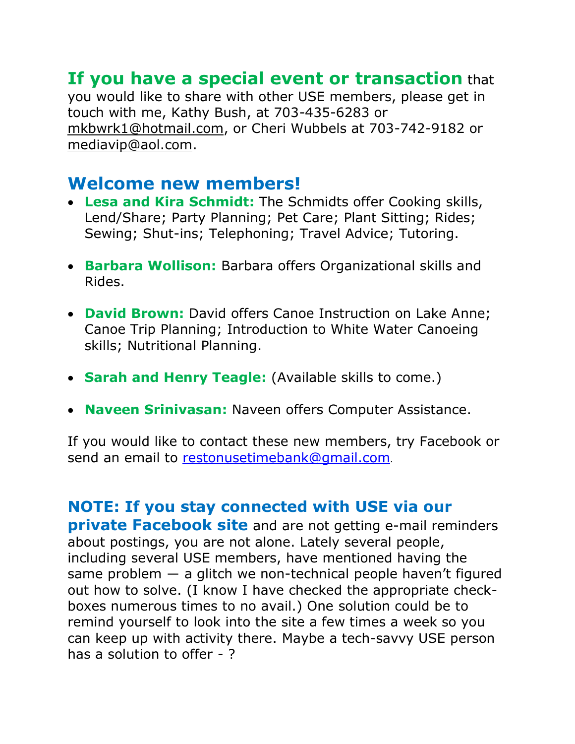**If you have a special event or transaction** that you would like to share with other USE members, please get in touch with me, Kathy Bush, at 703-435-6283 or mkbwrk1@hotmail.com, or Cheri Wubbels at 703-742-9182 or mediavip@aol.com.

## Welcome new members!

- **Lesa and Kira Schmidt:** The Schmidts offer Cooking skills, Lend/Share; Party Planning; Pet Care; Plant Sitting; Rides; Sewing; Shut-ins; Telephoning; Travel Advice; Tutoring.
- **Barbara Wollison:** Barbara offers Organizational skills and Rides.
- **David Brown:** David offers Canoe Instruction on Lake Anne; Canoe Trip Planning; Introduction to White Water Canoeing skills; Nutritional Planning.
- **Sarah and Henry Teagle:** (Available skills to come.)
- **Naveen Srinivasan:** Naveen offers Computer Assistance.

If you would like to contact these new members, try Facebook or send an email to restonusetimebank@gmail.com.

**NOTE: If you stay connected with USE via our private Facebook site** and are not getting e-mail reminders about postings, you are not alone. Lately several people, including several USE members, have mentioned having the same problem — a glitch we non-technical people haven't figured out how to solve. (I know I have checked the appropriate check-boxes numerous times to no avail.) One solution could be to remind yourself to look into the site a few times a week so you can keep up with activity there. Maybe a tech-savvy USE person has a solution to offer - ?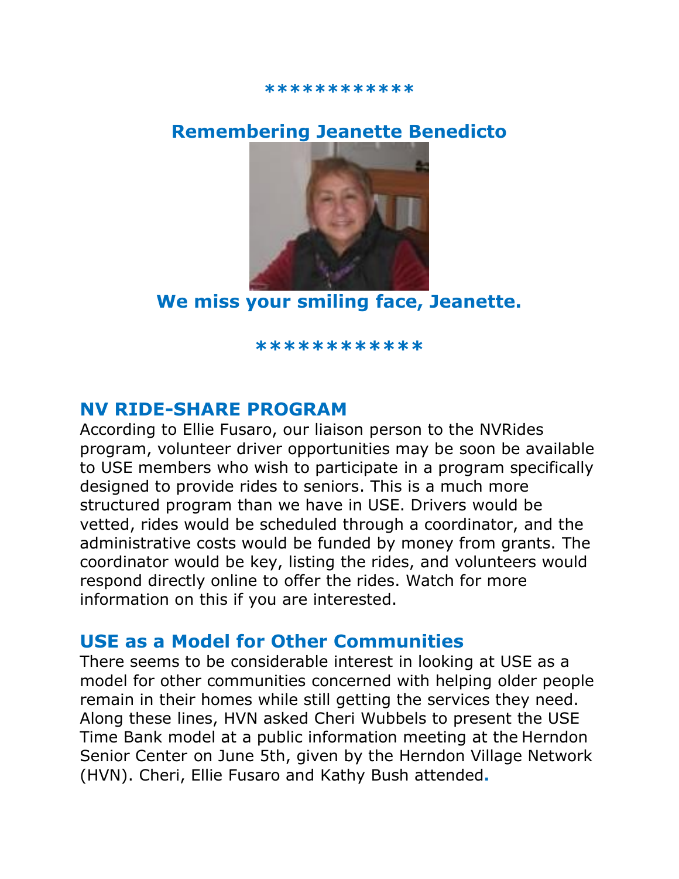\*\*\*\*\*\*\*\*\*\*\*\*

## Remembering Jeanette Benedicto

**We miss your smiling face, Jeanette.**

\*\*\*\*\*\*\*\*\*\*\*\*\*

## NV RIDE-SHARE PROGRAM

According to Ellie Fusaro, our liaison person to the NVRides program, volunteer driver opportunities may be soon be available to USE members who wish to participate in a program specifically designed to provide rides to seniors. This is a much more structured program than we have in USE. Drivers would be vetted, rides would be scheduled through a coordinator, and the administrative costs would be funded by money from grants. The coordinator would be key, listing the rides, and volunteers would respond directly online to offer the rides. Watch for more information on this if you are interested.

## USE as a Model for Other Communities

There seems to be considerable interest in looking at USE as a model for other communities concerned with helping older people remain in their homes while still getting the services they need. Along these lines, HVN asked Cheri Wubbels to present the USE Time Bank model at a public information meeting at the Herndon Senior Center on June 5th, given by the Herndon Village Network (HVN). Cheri, Ellie Fusaro and Kathy Bush attended.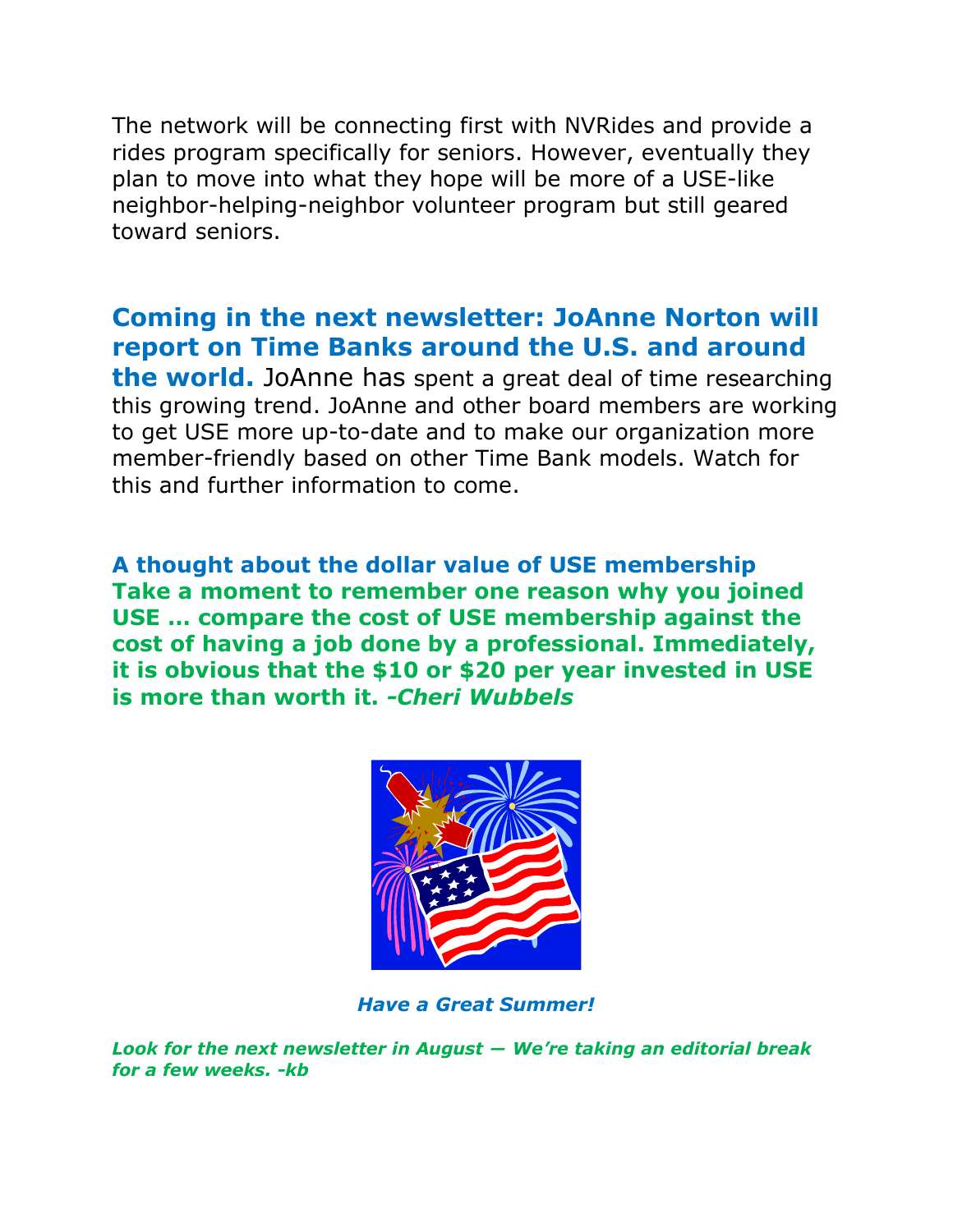The network will be connecting first with NVRides and provide a rides program specifically for seniors. However, eventually they plan to move into what they hope will be more of a USE-like neighbor-helping-neighbor volunteer program but still geared toward seniors.

## Coming in the next newsletter: JoAnne Norton will report on Time Banks around the U.S. and around the world.

JoAnne has spent a great deal of time researching this growing trend. JoAnne and other board members are working to get USE more up-to-date and to make our organization more member-friendly based on other Time Bank models. Watch for this and further information to come.

### A thought about the dollar value of USE membership

**Take a moment to remember one reason why you joined USE … compare the cost of USE membership against the cost of having a job done by a professional. Immediately, it is obvious that the $10 or $20 per year invested in USE is more than worth it.** ***-Cheri Wubbels***

***Have a Great Summer!***

***Look for the next newsletter in August — We're taking an editorial break for a few weeks. -kb***